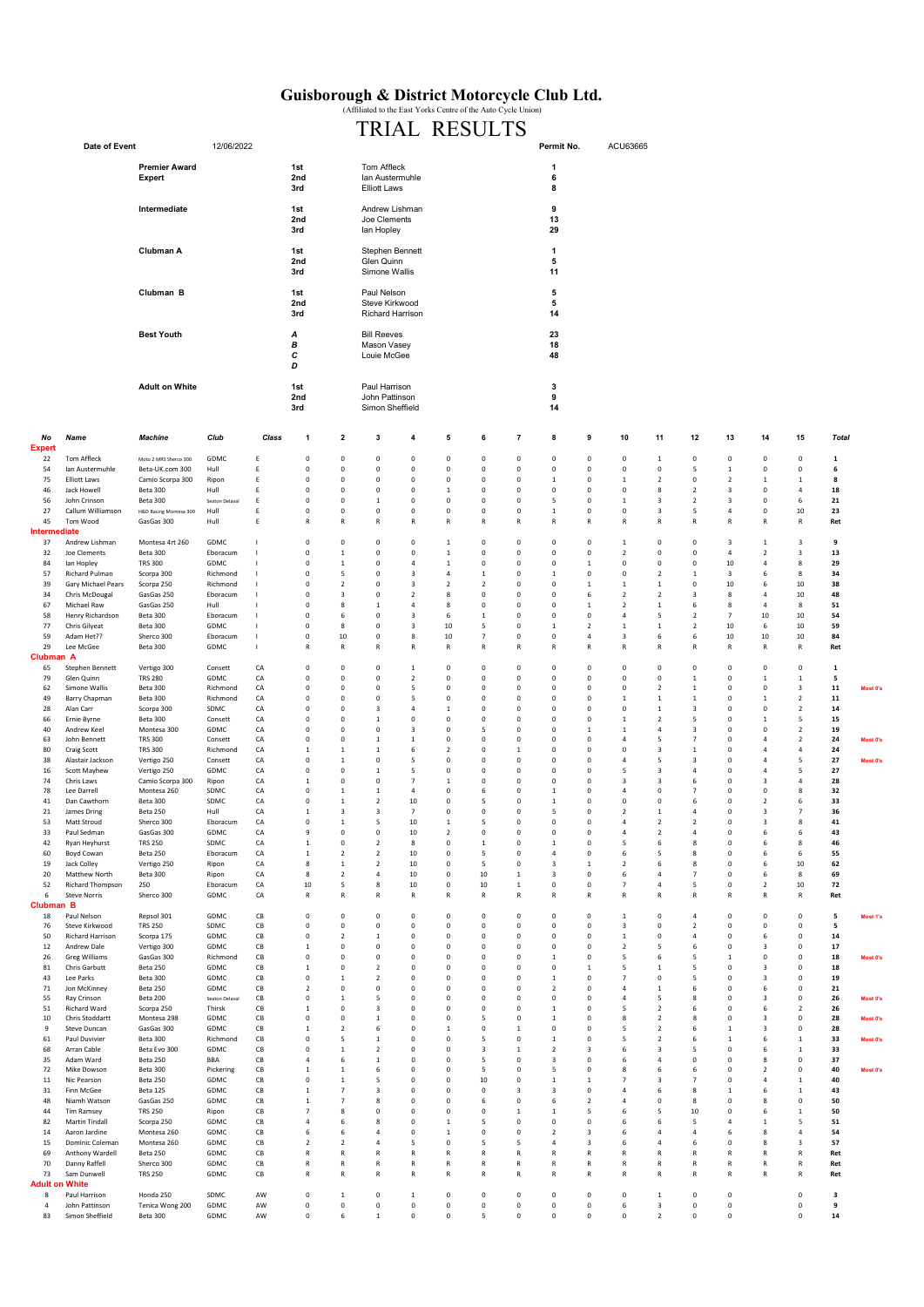# Guisborough & District Motorcycle Club Ltd.

(Affiliated to the East Yorks Centre of the Auto Cycle Union)

# TRIAL RESULTS

**Date of Event** 12/06/2022 **Permit No.** ACU63665

| Award | Place | Name | No |
|---|---|---|---|
| **Premier Award Expert** | 1st | Tom Affleck | 1 |
| | 2nd | Ian Austermuhle | 6 |
| | 3rd | Elliott Laws | 8 |
| **Intermediate** | 1st | Andrew Lishman | 9 |
| | 2nd | Joe Clements | 13 |
| | 3rd | Ian Hopley | 29 |
| **Clubman A** | 1st | Stephen Bennett | 1 |
| | 2nd | Glen Quinn | 5 |
| | 3rd | Simone Wallis | 11 |
| **Clubman B** | 1st | Paul Nelson | 5 |
| | 2nd | Steve Kirkwood | 5 |
| | 3rd | Richard Harrison | 14 |
| **Best Youth** | A | Bill Reeves | 23 |
| | B | Mason Vasey | 18 |
| | C | Louie McGee | 48 |
| | D | | |
| **Adult on White** | 1st | Paul Harrison | 3 |
| | 2nd | John Pattinson | 9 |
| | 3rd | Simon Sheffield | 14 |

| No | Name | Machine | Club | Class | 1 | 2 | 3 | 4 | 5 | 6 | 7 | 8 | 9 | 10 | 11 | 12 | 13 | 14 | 15 | Total | |
|---|---|---|---|---|---|---|---|---|---|---|---|---|---|---|---|---|---|---|---|---|---|
| **Expert** | | | | | | | | | | | | | | | | | | | | | |
| 22 | Tom Affleck | Moto 2 MRS Sherco 300 | GDMC | E | 0 | 0 | 0 | 0 | 0 | 0 | 0 | 0 | 0 | 0 | 1 | 0 | 0 | 0 | 0 | 1 | |
| 54 | Ian Austermuhle | Beta-UK.com 300 | Hull | E | 0 | 0 | 0 | 0 | 0 | 0 | 0 | 0 | 0 | 0 | 0 | 5 | 1 | 0 | 0 | 6 | |
| 75 | Elliott Laws | Camio Scorpa 300 | Ripon | E | 0 | 0 | 0 | 0 | 0 | 0 | 0 | 1 | 0 | 1 | 2 | 0 | 2 | 1 | 1 | 8 | |
| 46 | Jack Howell | Beta 300 | Hull | E | 0 | 0 | 0 | 0 | 1 | 0 | 0 | 0 | 0 | 0 | 8 | 2 | 3 | 0 | 4 | 18 | |
| 56 | John Crinson | Beta 300 | Seaton Delaval | E | 0 | 0 | 1 | 0 | 0 | 0 | 0 | 5 | 0 | 1 | 3 | 2 | 3 | 0 | 6 | 21 | |
| 27 | Callum Williamson | H&O Racing Montesa 300 | Hull | E | 0 | 0 | 0 | 0 | 0 | 0 | 0 | 1 | 0 | 0 | 3 | 5 | 4 | 0 | 10 | 23 | |
| 45 | Tom Wood | GasGas 300 | Hull | E | R | R | R | R | R | R | R | R | R | R | R | R | R | R | R | Ret | |
| **Intermediate** | | | | | | | | | | | | | | | | | | | | | |
| 37 | Andrew Lishman | Montesa 4rt 260 | GDMC | I | 0 | 0 | 0 | 0 | 1 | 0 | 0 | 0 | 0 | 1 | 0 | 0 | 3 | 1 | 3 | 9 | |
| 32 | Joe Clements | Beta 300 | Eboracum | I | 0 | 1 | 0 | 0 | 1 | 0 | 0 | 0 | 0 | 2 | 0 | 0 | 4 | 2 | 3 | 13 | |
| 84 | Ian Hopley | TRS 300 | GDMC | I | 0 | 1 | 0 | 4 | 1 | 0 | 0 | 0 | 1 | 0 | 0 | 0 | 10 | 4 | 8 | 29 | |
| 57 | Richard Pulman | Scorpa 300 | Richmond | I | 0 | 5 | 0 | 3 | 4 | 1 | 0 | 1 | 0 | 0 | 2 | 1 | 3 | 6 | 8 | 34 | |
| 39 | Gary Michael Pears | Scorpa 250 | Richmond | I | 0 | 2 | 0 | 3 | 2 | 2 | 0 | 0 | 1 | 1 | 1 | 0 | 10 | 6 | 10 | 38 | |
| 34 | Chris McDougal | GasGas 250 | Eboracum | I | 0 | 3 | 0 | 2 | 8 | 0 | 0 | 0 | 6 | 2 | 2 | 3 | 8 | 4 | 10 | 48 | |
| 67 | Michael Raw | GasGas 250 | Hull | I | 0 | 8 | 1 | 4 | 8 | 0 | 0 | 0 | 1 | 2 | 1 | 6 | 8 | 4 | 8 | 51 | |
| 58 | Henry Richardson | Beta 300 | Eboracum | I | 0 | 6 | 0 | 3 | 6 | 1 | 0 | 0 | 0 | 4 | 5 | 2 | 7 | 10 | 10 | 54 | |
| 77 | Chris Gilyeat | Beta 300 | GDMC | I | 0 | 8 | 0 | 3 | 10 | 5 | 0 | 1 | 2 | 1 | 1 | 2 | 10 | 6 | 10 | 59 | |
| 59 | Adam Het?? | Sherco 300 | Eboracum | I | 0 | 10 | 0 | 8 | 10 | 7 | 0 | 0 | 4 | 3 | 6 | 6 | 10 | 10 | 10 | 84 | |
| 29 | Lee McGee | Beta 300 | GDMC | I | R | R | R | R | R | R | R | R | R | R | R | R | R | R | R | Ret | |
| **Clubman A** | | | | | | | | | | | | | | | | | | | | | |
| 65 | Stephen Bennett | Vertigo 300 | Consett | CA | 0 | 0 | 0 | 1 | 0 | 0 | 0 | 0 | 0 | 0 | 0 | 0 | 0 | 0 | 0 | 1 | |
| 79 | Glen Quinn | TRS 280 | GDMC | CA | 0 | 0 | 0 | 2 | 0 | 0 | 0 | 0 | 0 | 0 | 0 | 1 | 0 | 1 | 1 | 5 | |
| 62 | Simone Wallis | Beta 300 | Richmond | CA | 0 | 0 | 0 | 5 | 0 | 0 | 0 | 0 | 0 | 0 | 2 | 1 | 0 | 0 | 3 | 11 | Most 0's |
| 49 | Barry Chapman | Beta 300 | Richmond | CA | 0 | 0 | 0 | 5 | 0 | 0 | 0 | 0 | 0 | 1 | 1 | 1 | 0 | 1 | 2 | 11 | |
| 28 | Alan Carr | Scorpa 300 | SDMC | CA | 0 | 0 | 3 | 4 | 1 | 0 | 0 | 0 | 0 | 0 | 1 | 3 | 0 | 0 | 2 | 14 | |
| 66 | Ernie Byrne | Beta 300 | Consett | CA | 0 | 0 | 1 | 0 | 0 | 0 | 0 | 0 | 0 | 1 | 2 | 5 | 0 | 1 | 5 | 15 | |
| 40 | Andrew Keel | Montesa 300 | GDMC | CA | 0 | 0 | 0 | 3 | 0 | 5 | 0 | 0 | 1 | 1 | 4 | 3 | 0 | 0 | 2 | 19 | |
| 63 | John Bennett | TRS 300 | Consett | CA | 0 | 0 | 1 | 1 | 0 | 0 | 0 | 0 | 0 | 4 | 5 | 7 | 0 | 4 | 2 | 24 | Most 0's |
| 80 | Craig Scott | TRS 300 | Richmond | CA | 1 | 1 | 1 | 6 | 2 | 0 | 1 | 0 | 0 | 0 | 3 | 1 | 0 | 4 | 4 | 24 | |
| 38 | Alastair Jackson | Vertigo 250 | Consett | CA | 0 | 1 | 0 | 5 | 0 | 0 | 0 | 0 | 0 | 4 | 5 | 3 | 0 | 4 | 5 | 27 | Most 0's |
| 16 | Scott Mayhew | Vertigo 250 | GDMC | CA | 0 | 0 | 1 | 5 | 0 | 0 | 0 | 0 | 0 | 5 | 3 | 4 | 0 | 4 | 5 | 27 | |
| 74 | Chris Laws | Camio Scorpa 300 | Ripon | CA | 1 | 0 | 0 | 7 | 1 | 0 | 0 | 0 | 0 | 3 | 3 | 6 | 0 | 3 | 4 | 28 | |
| 78 | Lee Darrell | Montesa 260 | SDMC | CA | 0 | 1 | 1 | 4 | 0 | 6 | 0 | 1 | 0 | 4 | 0 | 7 | 0 | 0 | 8 | 32 | |
| 41 | Dan Cawthorn | Beta 300 | SDMC | CA | 0 | 1 | 2 | 10 | 0 | 5 | 0 | 1 | 0 | 0 | 0 | 6 | 0 | 2 | 6 | 33 | |
| 21 | James Dring | Beta 250 | Hull | CA | 1 | 3 | 3 | 7 | 0 | 0 | 0 | 5 | 0 | 2 | 1 | 4 | 0 | 3 | 7 | 36 | |
| 53 | Matt Stroud | Sherco 300 | Eboracum | CA | 0 | 1 | 5 | 10 | 1 | 5 | 0 | 0 | 0 | 4 | 2 | 2 | 0 | 3 | 8 | 41 | |
| 33 | Paul Sedman | GasGas 300 | GDMC | CA | 9 | 0 | 0 | 10 | 2 | 0 | 0 | 0 | 0 | 4 | 2 | 4 | 0 | 6 | 6 | 43 | |
| 42 | Ryan Heyhurst | TRS 250 | SDMC | CA | 1 | 0 | 2 | 8 | 0 | 1 | 0 | 1 | 0 | 5 | 6 | 8 | 0 | 6 | 8 | 46 | |
| 60 | Boyd Cowan | Beta 250 | Eboracum | CA | 1 | 2 | 2 | 10 | 0 | 5 | 0 | 4 | 0 | 6 | 5 | 8 | 0 | 6 | 6 | 55 | |
| 19 | Jack Colley | Vertigo 250 | Ripon | CA | 8 | 1 | 2 | 10 | 0 | 5 | 0 | 3 | 1 | 2 | 6 | 8 | 0 | 6 | 10 | 62 | |
| 20 | Matthew North | Beta 300 | Ripon | CA | 8 | 2 | 4 | 10 | 0 | 10 | 1 | 3 | 0 | 6 | 4 | 7 | 0 | 6 | 8 | 69 | |
| 52 | Richard Thompson | 250 | Eboracum | CA | 10 | 5 | 8 | 10 | 0 | 10 | 1 | 0 | 0 | 7 | 4 | 5 | 0 | 2 | 10 | 72 | |
| 6 | Steve Norris | Sherco 300 | GDMC | CA | R | R | R | R | R | R | R | R | R | R | R | R | R | R | R | Ret | |
| **Clubman B** | | | | | | | | | | | | | | | | | | | | | |
| 18 | Paul Nelson | Repsol 301 | GDMC | CB | 0 | 0 | 0 | 0 | 0 | 0 | 0 | 0 | 0 | 1 | 0 | 4 | 0 | 0 | 0 | 5 | Most 1's |
| 76 | Steve Kirkwood | TRS 250 | SDMC | CB | 0 | 0 | 0 | 0 | 0 | 0 | 0 | 0 | 0 | 3 | 0 | 2 | 0 | 0 | 0 | 5 | |
| 50 | Richard Harrison | Scorpa 175 | GDMC | CB | 0 | 2 | 1 | 0 | 0 | 0 | 0 | 0 | 0 | 1 | 0 | 4 | 0 | 6 | 0 | 14 | |
| 12 | Andrew Dale | Vertigo 300 | GDMC | CB | 1 | 0 | 0 | 0 | 0 | 0 | 0 | 0 | 0 | 2 | 5 | 6 | 0 | 3 | 0 | 17 | |
| 26 | Greg Williams | GasGas 300 | Richmond | CB | 0 | 0 | 0 | 0 | 0 | 0 | 0 | 1 | 0 | 5 | 6 | 5 | 1 | 0 | 0 | 18 | Most 0's |
| 81 | Chris Garbutt | Beta 250 | GDMC | CB | 1 | 0 | 2 | 0 | 0 | 0 | 0 | 0 | 1 | 5 | 1 | 5 | 0 | 3 | 0 | 18 | |
| 43 | Lee Parks | Beta 300 | GDMC | CB | 0 | 1 | 2 | 0 | 0 | 0 | 0 | 1 | 0 | 7 | 0 | 5 | 0 | 3 | 0 | 19 | |
| 71 | Jon McKinney | Beta 250 | GDMC | CB | 2 | 0 | 0 | 0 | 0 | 0 | 0 | 2 | 0 | 4 | 1 | 6 | 0 | 6 | 0 | 21 | |
| 55 | Ray Crinson | Beta 200 | Seaton Delaval | CB | 0 | 1 | 5 | 0 | 0 | 0 | 0 | 0 | 0 | 4 | 5 | 8 | 0 | 3 | 0 | 26 | Most 0's |
| 51 | Richard Ward | Scorpa 250 | Thirsk | CB | 1 | 0 | 3 | 0 | 0 | 0 | 0 | 1 | 0 | 5 | 2 | 6 | 0 | 6 | 2 | 26 | |
| 10 | Chris Stoddartt | Montesa 298 | GDMC | CB | 0 | 0 | 1 | 0 | 0 | 5 | 0 | 1 | 0 | 8 | 2 | 8 | 0 | 3 | 0 | 28 | Most 0's |
| 9 | Steve Duncan | GasGas 300 | GDMC | CB | 1 | 2 | 6 | 0 | 1 | 0 | 1 | 0 | 0 | 5 | 2 | 6 | 1 | 3 | 0 | 28 | |
| 61 | Paul Duvivier | Beta 300 | Richmond | CB | 0 | 5 | 1 | 0 | 0 | 5 | 0 | 1 | 0 | 5 | 2 | 6 | 1 | 6 | 1 | 33 | Most 0's |
| 68 | Arran Cable | Beta Evo 300 | GDMC | CB | 0 | 1 | 2 | 0 | 0 | 3 | 1 | 2 | 3 | 6 | 3 | 5 | 0 | 6 | 1 | 33 | |
| 35 | Adam Ward | Beta 250 | BBA | CB | 4 | 6 | 1 | 0 | 0 | 5 | 0 | 3 | 0 | 6 | 4 | 0 | 0 | 8 | 0 | 37 | |
| 72 | Mike Dowson | Beta 300 | Pickering | CB | 1 | 1 | 6 | 0 | 0 | 5 | 0 | 5 | 0 | 8 | 6 | 6 | 0 | 2 | 0 | 40 | Most 0's |
| 11 | Nic Pearson | Beta 250 | GDMC | CB | 0 | 1 | 5 | 0 | 0 | 10 | 0 | 1 | 1 | 7 | 3 | 7 | 0 | 4 | 1 | 40 | |
| 31 | Finn McGee | Beta 125 | GDMC | CB | 1 | 7 | 3 | 0 | 0 | 0 | 3 | 3 | 0 | 4 | 6 | 8 | 1 | 6 | 1 | 43 | |
| 48 | Niamh Watson | GasGas 250 | GDMC | CB | 1 | 7 | 8 | 0 | 0 | 6 | 0 | 6 | 2 | 4 | 0 | 8 | 0 | 8 | 0 | 50 | |
| 44 | Tim Ramsey | TRS 250 | Ripon | CB | 7 | 8 | 0 | 0 | 0 | 0 | 1 | 1 | 5 | 6 | 5 | 10 | 0 | 6 | 1 | 50 | |
| 82 | Martin Tindall | Scorpa 250 | GDMC | CB | 4 | 6 | 8 | 0 | 1 | 5 | 0 | 0 | 0 | 6 | 6 | 5 | 4 | 1 | 5 | 51 | |
| 14 | Aaron Jardine | Montesa 260 | GDMC | CB | 6 | 6 | 4 | 0 | 1 | 0 | 0 | 2 | 3 | 6 | 4 | 4 | 6 | 8 | 4 | 54 | |
| 15 | Dominic Coleman | Montesa 260 | GDMC | CB | 2 | 2 | 4 | 5 | 0 | 5 | 5 | 4 | 3 | 6 | 4 | 6 | 0 | 8 | 3 | 57 | |
| 69 | Anthony Wardell | Beta 250 | GDMC | CB | R | R | R | R | R | R | R | R | R | R | R | R | R | R | R | Ret | |
| 70 | Danny Raffell | Sherco 300 | GDMC | CB | R | R | R | R | R | R | R | R | R | R | R | R | R | R | R | Ret | |
| 73 | Sam Dunwell | TRS 250 | GDMC | CB | R | R | R | R | R | R | R | R | R | R | R | R | R | R | R | Ret | |
| **Adult on White** | | | | | | | | | | | | | | | | | | | | | |
| 8 | Paul Harrison | Honda 250 | SDMC | AW | 0 | 1 | 0 | 1 | 0 | 0 | 0 | 0 | 0 | 0 | 1 | 0 | 0 | | 0 | 3 | |
| 4 | John Pattinson | Tenica Wong 200 | GDMC | AW | 0 | 0 | 0 | 0 | 0 | 0 | 0 | 0 | 0 | 6 | 3 | 0 | 0 | | 0 | 9 | |
| 83 | Simon Sheffield | Beta 300 | GDMC | AW | 0 | 6 | 1 | 0 | 0 | 5 | 0 | 0 | 0 | 0 | 2 | 0 | 0 | | 0 | 14 | |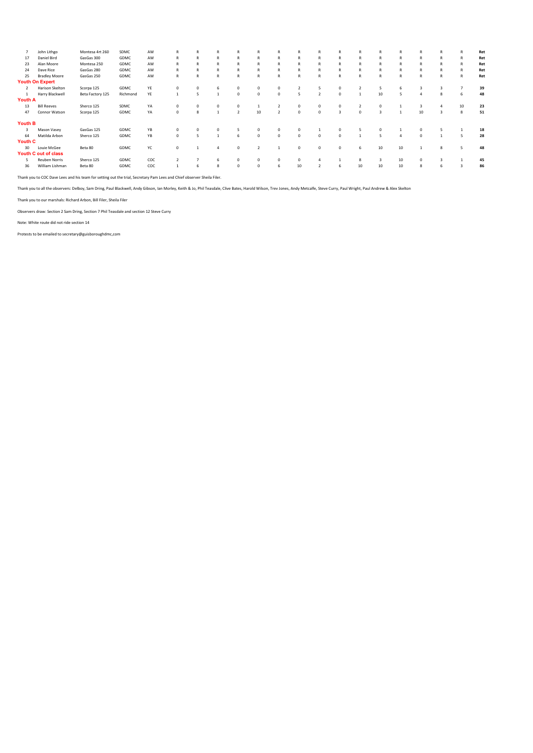| | | | | | | | | | | | | | | | | | | | | | |
|---|---|---|---|---|---|---|---|---|---|---|---|---|---|---|---|---|---|---|---|---|---|
| 7 | John Lithgo | Montesa 4rt 260 | SDMC | AW | R | R | R | R | R | R | R | R | R | R | R | R | R | R | R | Ret |
| 17 | Daniel Bird | GasGas 300 | GDMC | AW | R | R | R | R | R | R | R | R | R | R | R | R | R | R | R | Ret |
| 23 | Alan Moore | Montesa 250 | GDMC | AW | R | R | R | R | R | R | R | R | R | R | R | R | R | R | R | Ret |
| 24 | Dave Rice | GasGas 280 | GDMC | AW | R | R | R | R | R | R | R | R | R | R | R | R | R | R | R | Ret |
| 25 | Bradley Moore | GasGas 250 | GDMC | AW | R | R | R | R | R | R | R | R | R | R | R | R | R | R | R | Ret |
| **Youth On Expert** | | | | | | | | | | | | | | | | | | | | |
| 2 | Harison Skelton | Scorpa 125 | GDMC | YE | 0 | 0 | 6 | 0 | 0 | 0 | 2 | 5 | 0 | 2 | 5 | 6 | 3 | 3 | 7 | **39** |
| 1 | Harry Blackwell | Beta Factory 125 | Richmond | YE | 1 | 5 | 1 | 0 | 0 | 0 | 5 | 2 | 0 | 1 | 10 | 5 | 4 | 8 | 6 | **48** |
| **Youth A** | | | | | | | | | | | | | | | | | | | | |
| 13 | Bill Reeves | Sherco 125 | SDMC | YA | 0 | 0 | 0 | 0 | 1 | 2 | 0 | 0 | 0 | 2 | 0 | 1 | 3 | 4 | 10 | **23** |
| 47 | Connor Watson | Scorpa 125 | GDMC | YA | 0 | 8 | 1 | 2 | 10 | 2 | 0 | 0 | 3 | 0 | 3 | 1 | 10 | 3 | 8 | **51** |
| **Youth B** | | | | | | | | | | | | | | | | | | | | |
| 3 | Mason Vasey | GasGas 125 | GDMC | YB | 0 | 0 | 0 | 5 | 0 | 0 | 0 | 1 | 0 | 5 | 0 | 1 | 0 | 5 | 1 | **18** |
| 64 | Matilda Arbon | Sherco 125 | GDMC | YB | 0 | 5 | 1 | 6 | 0 | 0 | 0 | 0 | 0 | 1 | 5 | 4 | 0 | 1 | 5 | **28** |
| **Youth C** | | | | | | | | | | | | | | | | | | | | |
| 30 | Louie McGee | Beta 80 | GDMC | YC | 0 | 1 | 4 | 0 | 2 | 1 | 0 | 0 | 0 | 6 | 10 | 10 | 1 | 8 | 5 | **48** |
| **Youth C out of class** | | | | | | | | | | | | | | | | | | | | |
| 5 | Reuben Norris | Sherco 125 | GDMC | COC | 2 | 7 | 6 | 0 | 0 | 0 | 0 | 4 | 1 | 8 | 3 | 10 | 0 | 3 | 1 | **45** |
| 36 | William Lishman | Beta 80 | GDMC | COC | 1 | 6 | 8 | 0 | 0 | 6 | 10 | 2 | 6 | 10 | 10 | 10 | 8 | 6 | 3 | **86** |

Thank you to COC Dave Lees and his team for setting out the trial, Secretary Pam Lees and Chief observer Sheila Filer.

Thank you to all the observers: Delboy, Sam Dring, Paul Blackwell, Andy Gibson, Ian Morley, Keith & Jo, Phil Teasdale, Clive Bates, Harold Wilson, Trev Jones, Andy Metcalfe, Steve Curry, Paul Wright, Paul Andrew & Alex Skelton

Thank you to our marshals: Richard Arbon, Bill Filer, Sheila Filer

Observers draw: Section 2 Sam Dring, Section 7 Phil Teasdale and section 12 Steve Curry

Note: White route did not ride section 14

Protests to be emailed to secretary@guisboroughdmc,com